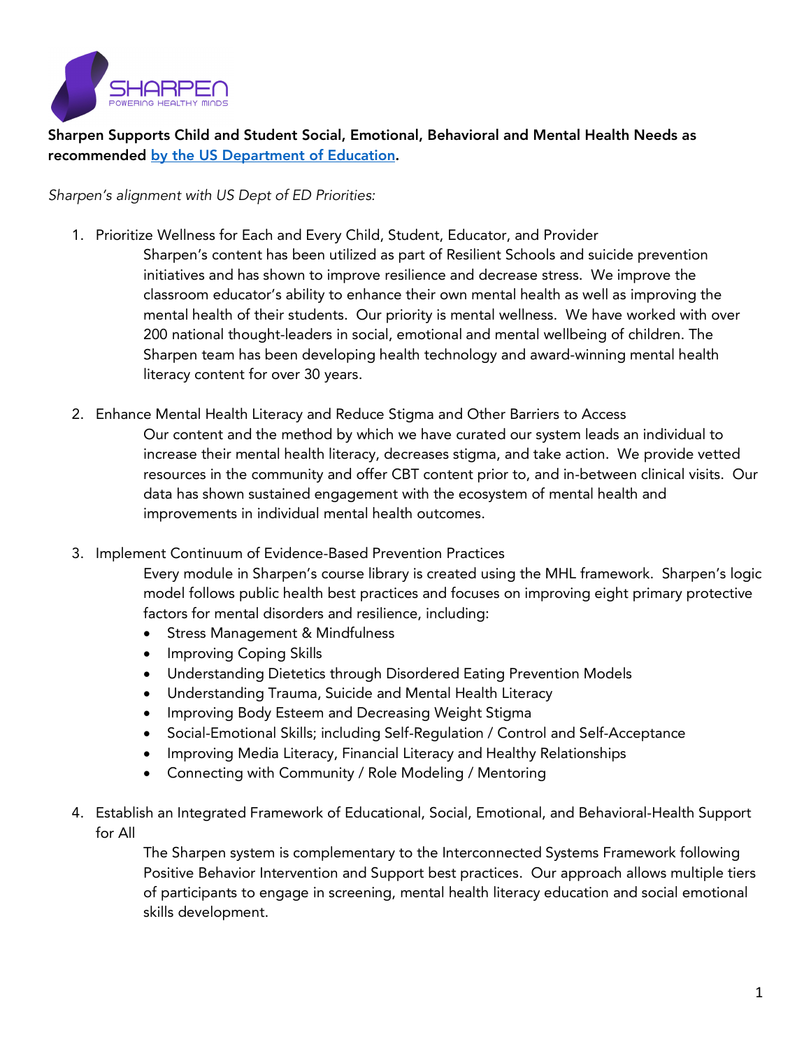SHARPEN
POWERING HEALTHY MINDS

**Sharpen Supports Child and Student Social, Emotional, Behavioral and Mental Health Needs as recommended by the US Department of Education.**

*Sharpen's alignment with US Dept of ED Priorities:*

1. Prioritize Wellness for Each and Every Child, Student, Educator, and Provider

   Sharpen's content has been utilized as part of Resilient Schools and suicide prevention initiatives and has shown to improve resilience and decrease stress. We improve the classroom educator's ability to enhance their own mental health as well as improving the mental health of their students. Our priority is mental wellness. We have worked with over 200 national thought-leaders in social, emotional and mental wellbeing of children. The Sharpen team has been developing health technology and award-winning mental health literacy content for over 30 years.

2. Enhance Mental Health Literacy and Reduce Stigma and Other Barriers to Access

   Our content and the method by which we have curated our system leads an individual to increase their mental health literacy, decreases stigma, and take action. We provide vetted resources in the community and offer CBT content prior to, and in-between clinical visits. Our data has shown sustained engagement with the ecosystem of mental health and improvements in individual mental health outcomes.

3. Implement Continuum of Evidence-Based Prevention Practices

   Every module in Sharpen's course library is created using the MHL framework. Sharpen's logic model follows public health best practices and focuses on improving eight primary protective factors for mental disorders and resilience, including:

   - Stress Management & Mindfulness
   - Improving Coping Skills
   - Understanding Dietetics through Disordered Eating Prevention Models
   - Understanding Trauma, Suicide and Mental Health Literacy
   - Improving Body Esteem and Decreasing Weight Stigma
   - Social-Emotional Skills; including Self-Regulation / Control and Self-Acceptance
   - Improving Media Literacy, Financial Literacy and Healthy Relationships
   - Connecting with Community / Role Modeling / Mentoring

4. Establish an Integrated Framework of Educational, Social, Emotional, and Behavioral-Health Support for All

   The Sharpen system is complementary to the Interconnected Systems Framework following Positive Behavior Intervention and Support best practices. Our approach allows multiple tiers of participants to engage in screening, mental health literacy education and social emotional skills development.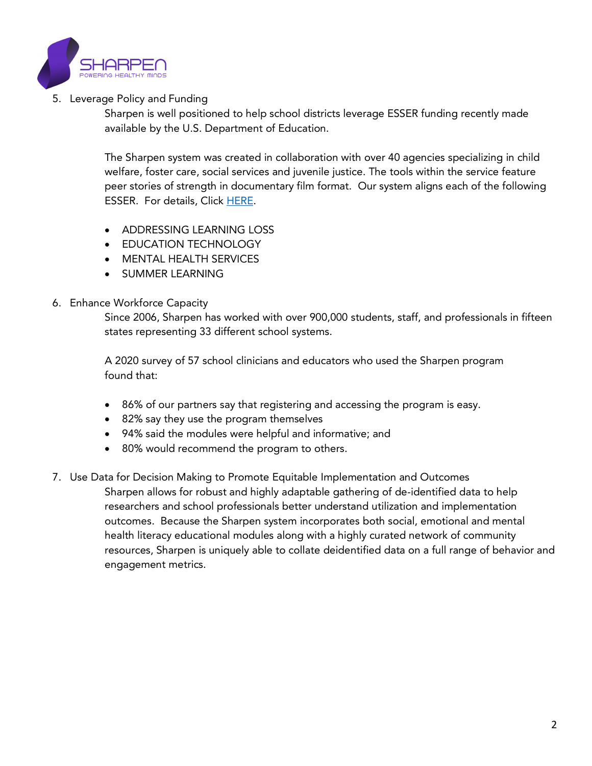5. Leverage Policy and Funding

   Sharpen is well positioned to help school districts leverage ESSER funding recently made available by the U.S. Department of Education.

   The Sharpen system was created in collaboration with over 40 agencies specializing in child welfare, foster care, social services and juvenile justice. The tools within the service feature peer stories of strength in documentary film format. Our system aligns each of the following ESSER. For details, Click HERE.

   - ADDRESSING LEARNING LOSS
   - EDUCATION TECHNOLOGY
   - MENTAL HEALTH SERVICES
   - SUMMER LEARNING

6. Enhance Workforce Capacity

   Since 2006, Sharpen has worked with over 900,000 students, staff, and professionals in fifteen states representing 33 different school systems.

   A 2020 survey of 57 school clinicians and educators who used the Sharpen program found that:

   - 86% of our partners say that registering and accessing the program is easy.
   - 82% say they use the program themselves
   - 94% said the modules were helpful and informative; and
   - 80% would recommend the program to others.

7. Use Data for Decision Making to Promote Equitable Implementation and Outcomes

   Sharpen allows for robust and highly adaptable gathering of de-identified data to help researchers and school professionals better understand utilization and implementation outcomes. Because the Sharpen system incorporates both social, emotional and mental health literacy educational modules along with a highly curated network of community resources, Sharpen is uniquely able to collate deidentified data on a full range of behavior and engagement metrics.